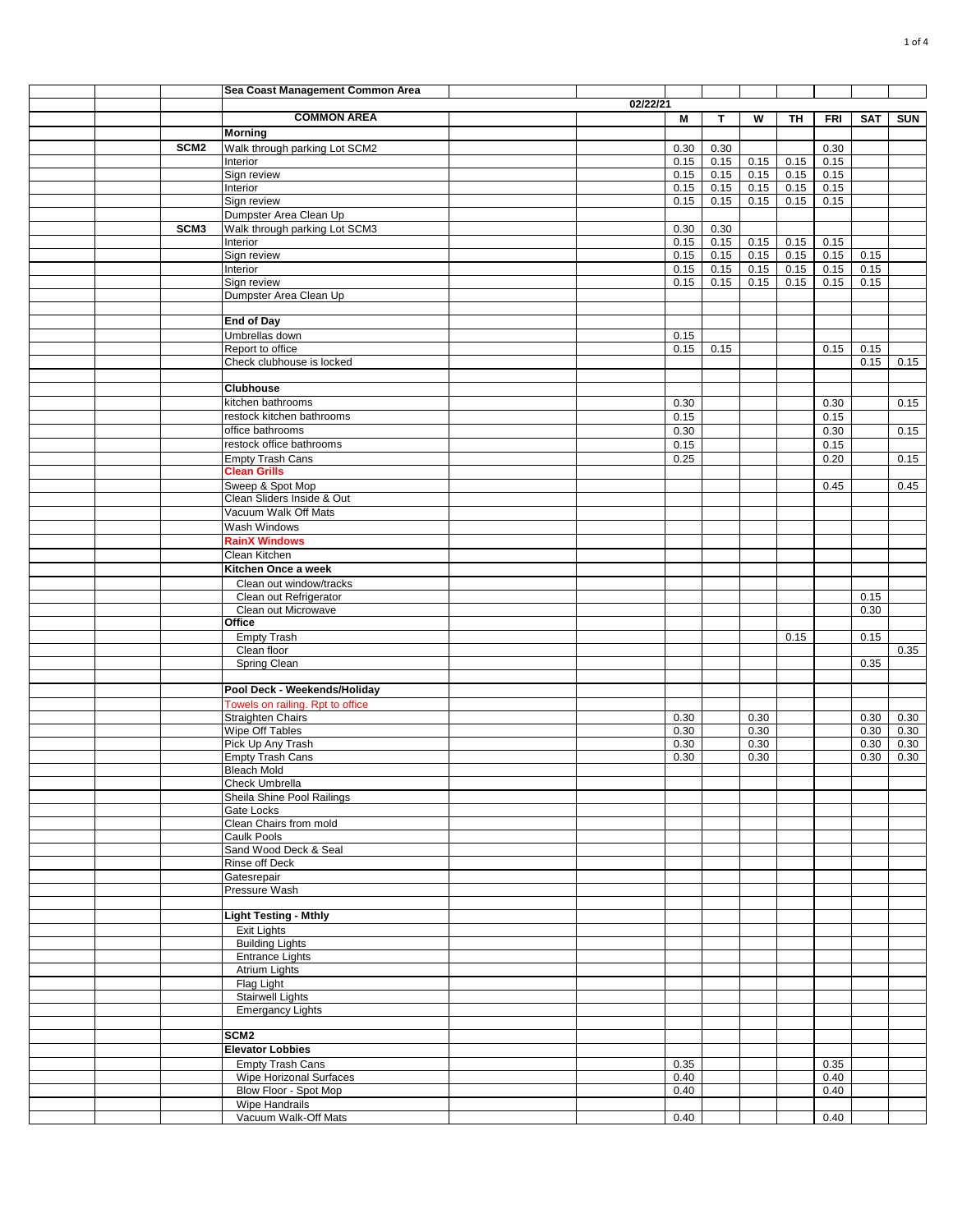| | | | Sea Coast Management Common Area | | | | | | | | | |
|---|---|---|---|---|---|---|---|---|---|---|---|---|
| | | | | | 02/22/21 | | | | | | | |
| | | | **COMMON AREA** | | | **M** | **T** | **W** | **TH** | **FRI** | **SAT** | **SUN** |
| | | | **Morning** | | | | | | | | | |
| | | **SCM2** | Walk through parking Lot SCM2 | | | 0.30 | 0.30 | | | 0.30 | | |
| | | | Interior | | | 0.15 | 0.15 | 0.15 | 0.15 | 0.15 | | |
| | | | Sign review | | | 0.15 | 0.15 | 0.15 | 0.15 | 0.15 | | |
| | | | Interior | | | 0.15 | 0.15 | 0.15 | 0.15 | 0.15 | | |
| | | | Sign review | | | 0.15 | 0.15 | 0.15 | 0.15 | 0.15 | | |
| | | | Dumpster Area Clean Up | | | | | | | | | |
| | | **SCM3** | Walk through parking Lot SCM3 | | | 0.30 | 0.30 | | | | | |
| | | | Interior | | | 0.15 | 0.15 | 0.15 | 0.15 | 0.15 | | |
| | | | Sign review | | | 0.15 | 0.15 | 0.15 | 0.15 | 0.15 | 0.15 | |
| | | | Interior | | | 0.15 | 0.15 | 0.15 | 0.15 | 0.15 | 0.15 | |
| | | | Sign review | | | 0.15 | 0.15 | 0.15 | 0.15 | 0.15 | 0.15 | |
| | | | Dumpster Area Clean Up | | | | | | | | | |
| | | | | | | | | | | | | |
| | | | **End of Day** | | | | | | | | | |
| | | | Umbrellas down | | | 0.15 | | | | | | |
| | | | Report to office | | | 0.15 | 0.15 | | | 0.15 | 0.15 | |
| | | | Check clubhouse is locked | | | | | | | | 0.15 | 0.15 |
| | | | | | | | | | | | | |
| | | | **Clubhouse** | | | | | | | | | |
| | | | kitchen bathrooms | | | 0.30 | | | | 0.30 | | 0.15 |
| | | | restock kitchen bathrooms | | | 0.15 | | | | 0.15 | | |
| | | | office bathrooms | | | 0.30 | | | | 0.30 | | 0.15 |
| | | | restock office bathrooms | | | 0.15 | | | | 0.15 | | |
| | | | Empty Trash Cans | | | 0.25 | | | | 0.20 | | 0.15 |
| | | | **Clean Grills** | | | | | | | | | |
| | | | Sweep & Spot Mop | | | | | | | 0.45 | | 0.45 |
| | | | Clean Sliders Inside & Out | | | | | | | | | |
| | | | Vacuum Walk Off Mats | | | | | | | | | |
| | | | Wash Windows | | | | | | | | | |
| | | | **RainX Windows** | | | | | | | | | |
| | | | Clean Kitchen | | | | | | | | | |
| | | | **Kitchen Once a week** | | | | | | | | | |
| | | | Clean out window/tracks | | | | | | | | | |
| | | | Clean out Refrigerator | | | | | | | | 0.15 | |
| | | | Clean out Microwave | | | | | | | | 0.30 | |
| | | | **Office** | | | | | | | | | |
| | | | Empty Trash | | | | | | 0.15 | | 0.15 | |
| | | | Clean floor | | | | | | | | | 0.35 |
| | | | Spring Clean | | | | | | | | 0.35 | |
| | | | | | | | | | | | | |
| | | | **Pool Deck - Weekends/Holiday** | | | | | | | | | |
| | | | Towels on railing. Rpt to office | | | | | | | | | |
| | | | Straighten Chairs | | | 0.30 | | 0.30 | | | 0.30 | 0.30 |
| | | | Wipe Off Tables | | | 0.30 | | 0.30 | | | 0.30 | 0.30 |
| | | | Pick Up Any Trash | | | 0.30 | | 0.30 | | | 0.30 | 0.30 |
| | | | Empty Trash Cans | | | 0.30 | | 0.30 | | | 0.30 | 0.30 |
| | | | Bleach Mold | | | | | | | | | |
| | | | Check Umbrella | | | | | | | | | |
| | | | Sheila Shine Pool Railings | | | | | | | | | |
| | | | Gate Locks | | | | | | | | | |
| | | | Clean Chairs from mold | | | | | | | | | |
| | | | Caulk Pools | | | | | | | | | |
| | | | Sand Wood Deck & Seal | | | | | | | | | |
| | | | Rinse off Deck | | | | | | | | | |
| | | | Gatesrepair | | | | | | | | | |
| | | | Pressure Wash | | | | | | | | | |
| | | | | | | | | | | | | |
| | | | **Light Testing - Mthly** | | | | | | | | | |
| | | | Exit Lights | | | | | | | | | |
| | | | Building Lights | | | | | | | | | |
| | | | Entrance Lights | | | | | | | | | |
| | | | Atrium Lights | | | | | | | | | |
| | | | Flag Light | | | | | | | | | |
| | | | Stairwell Lights | | | | | | | | | |
| | | | Emergancy Lights | | | | | | | | | |
| | | | | | | | | | | | | |
| | | | **SCM2** | | | | | | | | | |
| | | | **Elevator Lobbies** | | | | | | | | | |
| | | | Empty Trash Cans | | | 0.35 | | | | 0.35 | | |
| | | | Wipe Horizonal Surfaces | | | 0.40 | | | | 0.40 | | |
| | | | Blow Floor - Spot Mop | | | 0.40 | | | | 0.40 | | |
| | | | Wipe Handrails | | | | | | | | | |
| | | | Vacuum Walk-Off Mats | | | 0.40 | | | | 0.40 | | |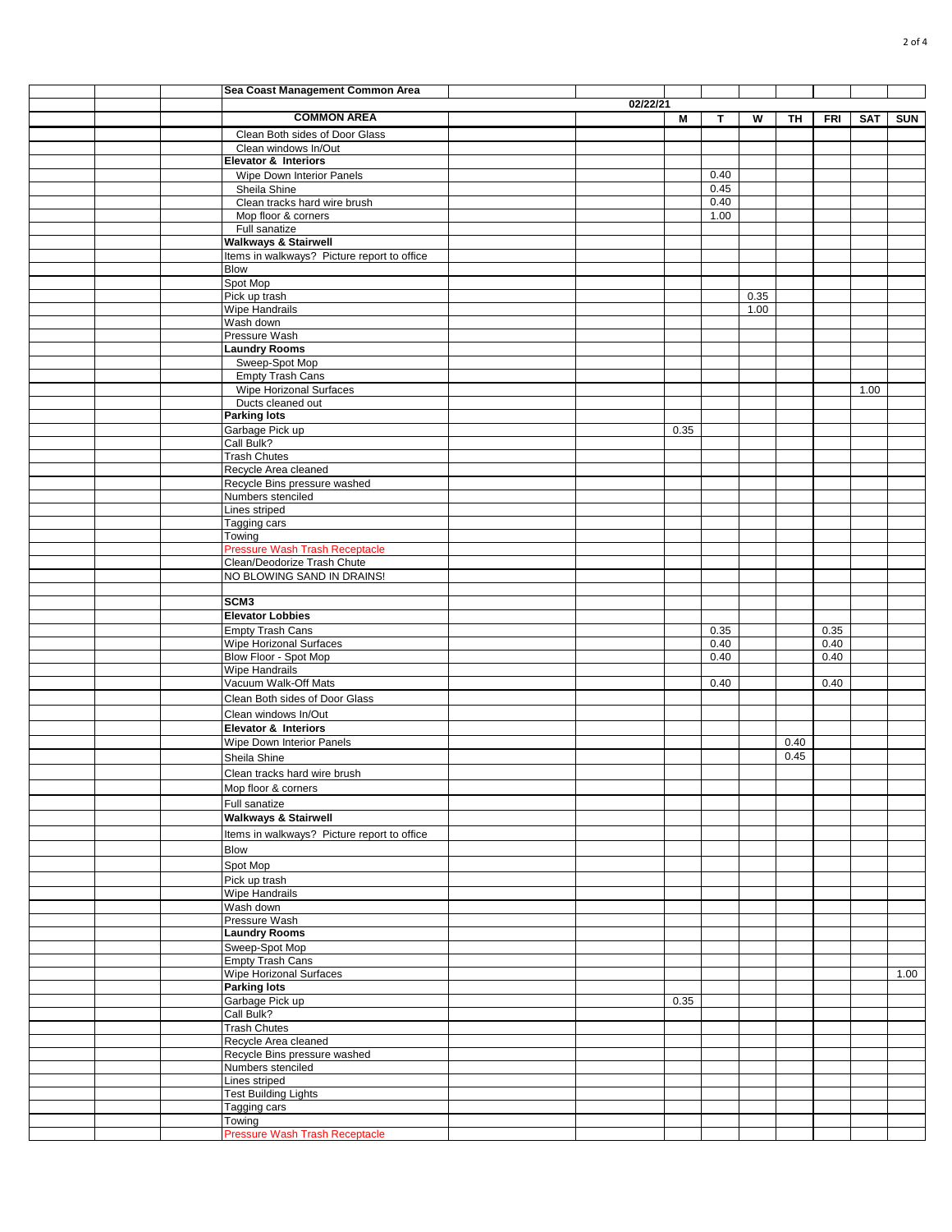| Sea Coast Management Common Area | | | | | | | | |
|---|---|---|---|---|---|---|---|---|
| | 02/22/21 | | | | | | | |
| **COMMON AREA** | | M | T | W | TH | FRI | SAT | SUN |
| Clean Both sides of Door Glass | | | | | | | | |
| Clean windows In/Out | | | | | | | | |
| **Elevator & Interiors** | | | | | | | | |
| Wipe Down Interior Panels | | | 0.40 | | | | | |
| Sheila Shine | | | 0.45 | | | | | |
| Clean tracks hard wire brush | | | 0.40 | | | | | |
| Mop floor & corners | | | 1.00 | | | | | |
| Full sanatize | | | | | | | | |
| **Walkways & Stairwell** | | | | | | | | |
| Items in walkways? Picture report to office | | | | | | | | |
| Blow | | | | | | | | |
| Spot Mop | | | | | | | | |
| Pick up trash | | | | 0.35 | | | | |
| Wipe Handrails | | | | 1.00 | | | | |
| Wash down | | | | | | | | |
| Pressure Wash | | | | | | | | |
| **Laundry Rooms** | | | | | | | | |
| Sweep-Spot Mop | | | | | | | | |
| Empty Trash Cans | | | | | | | | |
| Wipe Horizonal Surfaces | | | | | | | 1.00 | |
| Ducts cleaned out | | | | | | | | |
| **Parking lots** | | | | | | | | |
| Garbage Pick up | | 0.35 | | | | | | |
| Call Bulk? | | | | | | | | |
| Trash Chutes | | | | | | | | |
| Recycle Area cleaned | | | | | | | | |
| Recycle Bins pressure washed | | | | | | | | |
| Numbers stenciled | | | | | | | | |
| Lines striped | | | | | | | | |
| Tagging cars | | | | | | | | |
| Towing | | | | | | | | |
| Pressure Wash Trash Receptacle | | | | | | | | |
| Clean/Deodorize Trash Chute | | | | | | | | |
| NO BLOWING SAND IN DRAINS! | | | | | | | | |
| | | | | | | | | |
| **SCM3** | | | | | | | | |
| **Elevator Lobbies** | | | | | | | | |
| Empty Trash Cans | | | 0.35 | | | 0.35 | | |
| Wipe Horizonal Surfaces | | | 0.40 | | | 0.40 | | |
| Blow Floor - Spot Mop | | | 0.40 | | | 0.40 | | |
| Wipe Handrails | | | | | | | | |
| Vacuum Walk-Off Mats | | | 0.40 | | | 0.40 | | |
| Clean Both sides of Door Glass | | | | | | | | |
| Clean windows In/Out | | | | | | | | |
| **Elevator & Interiors** | | | | | | | | |
| Wipe Down Interior Panels | | | | | 0.40 | | | |
| Sheila Shine | | | | | 0.45 | | | |
| Clean tracks hard wire brush | | | | | | | | |
| Mop floor & corners | | | | | | | | |
| Full sanatize | | | | | | | | |
| **Walkways & Stairwell** | | | | | | | | |
| Items in walkways? Picture report to office | | | | | | | | |
| Blow | | | | | | | | |
| Spot Mop | | | | | | | | |
| Pick up trash | | | | | | | | |
| Wipe Handrails | | | | | | | | |
| Wash down | | | | | | | | |
| Pressure Wash | | | | | | | | |
| **Laundry Rooms** | | | | | | | | |
| Sweep-Spot Mop | | | | | | | | |
| Empty Trash Cans | | | | | | | | |
| Wipe Horizonal Surfaces | | | | | | | | 1.00 |
| **Parking lots** | | | | | | | | |
| Garbage Pick up | | 0.35 | | | | | | |
| Call Bulk? | | | | | | | | |
| Trash Chutes | | | | | | | | |
| Recycle Area cleaned | | | | | | | | |
| Recycle Bins pressure washed | | | | | | | | |
| Numbers stenciled | | | | | | | | |
| Lines striped | | | | | | | | |
| Test Building Lights | | | | | | | | |
| Tagging cars | | | | | | | | |
| Towing | | | | | | | | |
| Pressure Wash Trash Receptacle | | | | | | | | |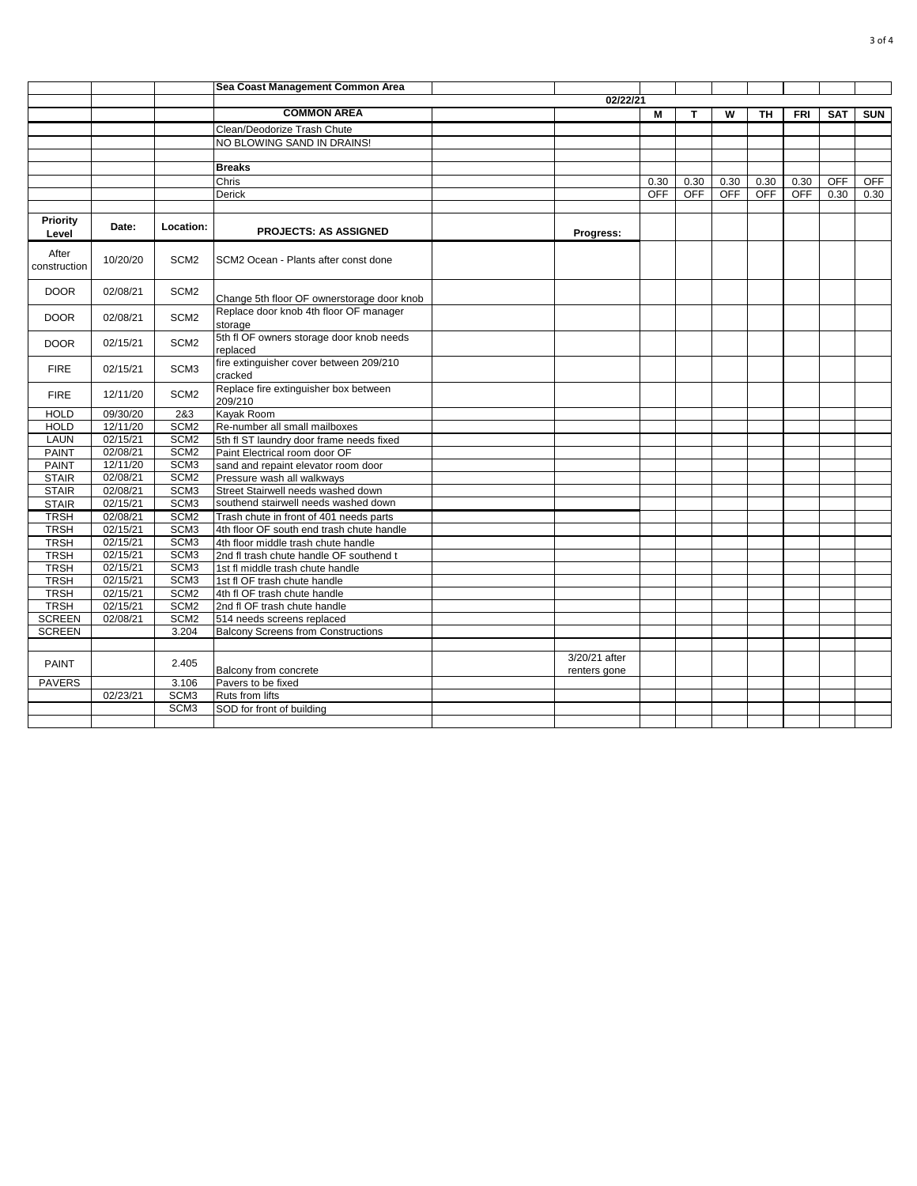| | | | Sea Coast Management Common Area | | | | | | | | | |
|---|---|---|---|---|---|---|---|---|---|---|---|---|
| | | | | | 02/22/21 | | | | | | | |
| | | | **COMMON AREA** | | | **M** | **T** | **W** | **TH** | **FRI** | **SAT** | **SUN** |
| | | | Clean/Deodorize Trash Chute | | | | | | | | | |
| | | | NO BLOWING SAND IN DRAINS! | | | | | | | | | |
| | | | | | | | | | | | | |
| | | | **Breaks** | | | | | | | | | |
| | | | Chris | | | 0.30 | 0.30 | 0.30 | 0.30 | 0.30 | OFF | OFF |
| | | | Derick | | | OFF | OFF | OFF | OFF | OFF | 0.30 | 0.30 |
| | | | | | | | | | | | | |
| **Priority Level** | **Date:** | **Location:** | **PROJECTS: AS ASSIGNED** | | **Progress:** | | | | | | | |
| After construction | 10/20/20 | SCM2 | SCM2 Ocean - Plants after const done | | | | | | | | | |
| DOOR | 02/08/21 | SCM2 | Change 5th floor OF ownerstorage door knob | | | | | | | | | |
| DOOR | 02/08/21 | SCM2 | Replace door knob 4th floor OF manager storage | | | | | | | | | |
| DOOR | 02/15/21 | SCM2 | 5th fl OF owners storage door knob needs replaced | | | | | | | | | |
| FIRE | 02/15/21 | SCM3 | fire extinguisher cover between 209/210 cracked | | | | | | | | | |
| FIRE | 12/11/20 | SCM2 | Replace fire extinguisher box between 209/210 | | | | | | | | | |
| HOLD | 09/30/20 | 2&3 | Kayak Room | | | | | | | | | |
| HOLD | 12/11/20 | SCM2 | Re-number all small mailboxes | | | | | | | | | |
| LAUN | 02/15/21 | SCM2 | 5th fl ST laundry door frame needs fixed | | | | | | | | | |
| PAINT | 02/08/21 | SCM2 | Paint Electrical room door OF | | | | | | | | | |
| PAINT | 12/11/20 | SCM3 | sand and repaint elevator room door | | | | | | | | | |
| STAIR | 02/08/21 | SCM2 | Pressure wash all walkways | | | | | | | | | |
| STAIR | 02/08/21 | SCM3 | Street Stairwell needs washed down | | | | | | | | | |
| STAIR | 02/15/21 | SCM3 | southend stairwell needs washed down | | | | | | | | | |
| TRSH | 02/08/21 | SCM2 | Trash chute in front of 401 needs parts | | | | | | | | | |
| TRSH | 02/15/21 | SCM3 | 4th floor OF south end trash chute handle | | | | | | | | | |
| TRSH | 02/15/21 | SCM3 | 4th floor middle trash chute handle | | | | | | | | | |
| TRSH | 02/15/21 | SCM3 | 2nd fl trash chute handle OF southend t | | | | | | | | | |
| TRSH | 02/15/21 | SCM3 | 1st fl middle trash chute handle | | | | | | | | | |
| TRSH | 02/15/21 | SCM3 | 1st fl OF trash chute handle | | | | | | | | | |
| TRSH | 02/15/21 | SCM2 | 4th fl OF trash chute handle | | | | | | | | | |
| TRSH | 02/15/21 | SCM2 | 2nd fl OF trash chute handle | | | | | | | | | |
| SCREEN | 02/08/21 | SCM2 | 514 needs screens replaced | | | | | | | | | |
| SCREEN | | 3.204 | Balcony Screens from Constructions | | | | | | | | | |
| | | | | | | | | | | | | |
| PAINT | | 2.405 | Balcony from concrete | | 3/20/21 after renters gone | | | | | | | |
| PAVERS | | 3.106 | Pavers to be fixed | | | | | | | | | |
| | 02/23/21 | SCM3 | Ruts from lifts | | | | | | | | | |
| | | SCM3 | SOD for front of building | | | | | | | | | |
| | | | | | | | | | | | | |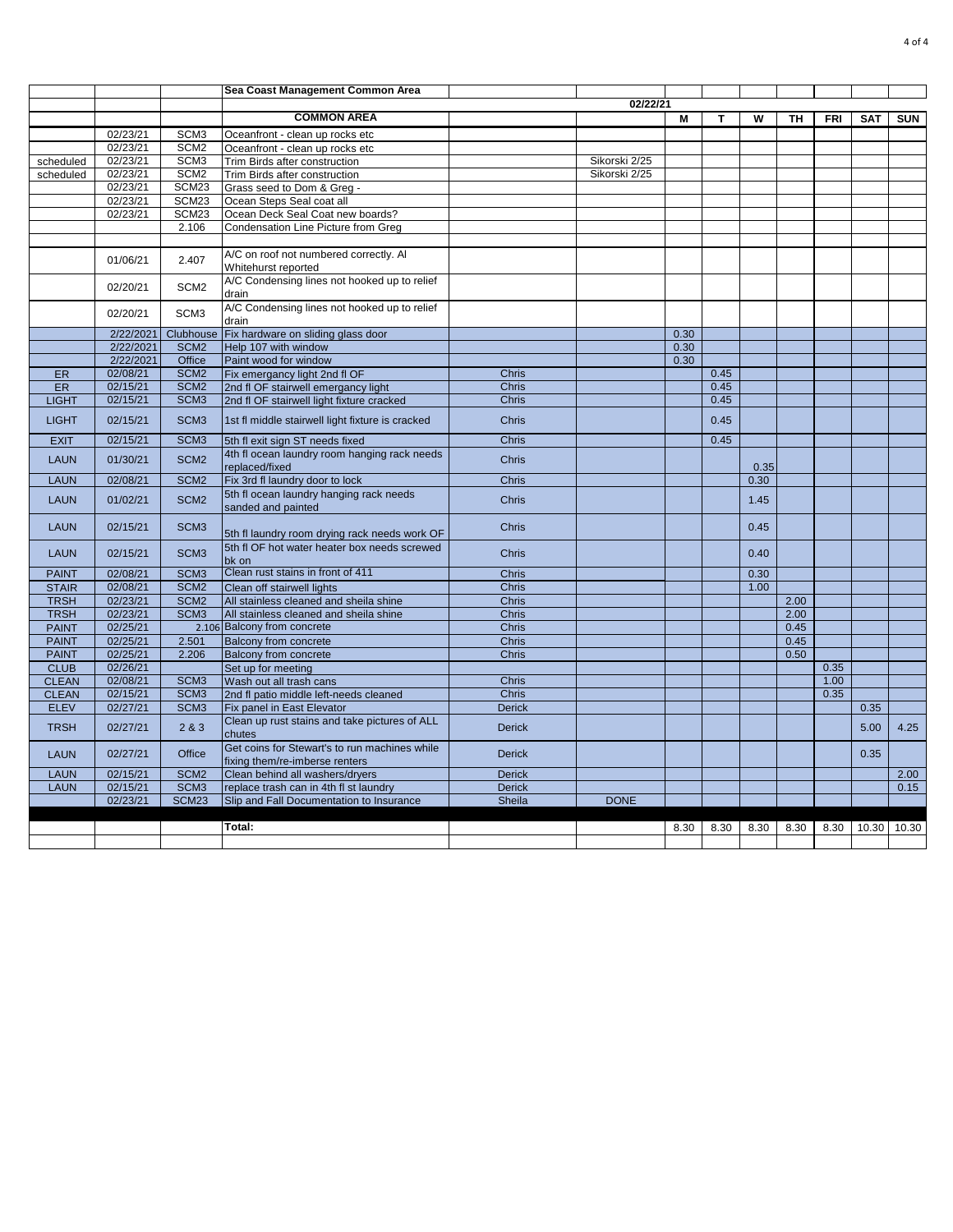| | | | Sea Coast Management Common Area | | | | | | | | | |
|---|---|---|---|---|---|---|---|---|---|---|---|---|
| | | | | | 02/22/21 | | | | | | | |
| | | | COMMON AREA | | | M | T | W | TH | FRI | SAT | SUN |
| | 02/23/21 | SCM3 | Oceanfront - clean up rocks etc | | | | | | | | | |
| | 02/23/21 | SCM2 | Oceanfront - clean up rocks etc | | | | | | | | | |
| scheduled | 02/23/21 | SCM3 | Trim Birds after construction | | Sikorski 2/25 | | | | | | | |
| scheduled | 02/23/21 | SCM2 | Trim Birds after construction | | Sikorski 2/25 | | | | | | | |
| | 02/23/21 | SCM23 | Grass seed to Dom & Greg - | | | | | | | | | |
| | 02/23/21 | SCM23 | Ocean Steps Seal coat all | | | | | | | | | |
| | 02/23/21 | SCM23 | Ocean Deck Seal Coat new boards? | | | | | | | | | |
| | | 2.106 | Condensation Line Picture from Greg | | | | | | | | | |
| | | | | | | | | | | | | |
| | 01/06/21 | 2.407 | A/C on roof not numbered correctly. Al Whitehurst reported | | | | | | | | | |
| | 02/20/21 | SCM2 | A/C Condensing lines not hooked up to relief drain | | | | | | | | | |
| | 02/20/21 | SCM3 | A/C Condensing lines not hooked up to relief drain | | | | | | | | | |
| | 2/22/2021 | Clubhouse | Fix hardware on sliding glass door | | | 0.30 | | | | | | |
| | 2/22/2021 | SCM2 | Help 107 with window | | | 0.30 | | | | | | |
| | 2/22/2021 | Office | Paint wood for window | | | 0.30 | | | | | | |
| ER | 02/08/21 | SCM2 | Fix emergancy light 2nd fl OF | Chris | | | 0.45 | | | | | |
| ER | 02/15/21 | SCM2 | 2nd fl OF stairwell emergancy light | Chris | | | 0.45 | | | | | |
| LIGHT | 02/15/21 | SCM3 | 2nd fl OF stairwell light fixture cracked | Chris | | | 0.45 | | | | | |
| LIGHT | 02/15/21 | SCM3 | 1st fl middle stairwell light fixture is cracked | Chris | | | 0.45 | | | | | |
| EXIT | 02/15/21 | SCM3 | 5th fl exit sign ST needs fixed | Chris | | | 0.45 | | | | | |
| LAUN | 01/30/21 | SCM2 | 4th fl ocean laundry room hanging rack needs replaced/fixed | Chris | | | | 0.35 | | | | |
| LAUN | 02/08/21 | SCM2 | Fix 3rd fl laundry door to lock | Chris | | | | 0.30 | | | | |
| LAUN | 01/02/21 | SCM2 | 5th fl ocean laundry hanging rack needs sanded and painted | Chris | | | | 1.45 | | | | |
| LAUN | 02/15/21 | SCM3 | 5th fl laundry room drying rack needs work OF | Chris | | | | 0.45 | | | | |
| LAUN | 02/15/21 | SCM3 | 5th fl OF hot water heater box needs screwed bk on | Chris | | | | 0.40 | | | | |
| PAINT | 02/08/21 | SCM3 | Clean rust stains in front of 411 | Chris | | | | 0.30 | | | | |
| STAIR | 02/08/21 | SCM2 | Clean off stairwell lights | Chris | | | | 1.00 | | | | |
| TRSH | 02/23/21 | SCM2 | All stainless cleaned and sheila shine | Chris | | | | | 2.00 | | | |
| TRSH | 02/23/21 | SCM3 | All stainless cleaned and sheila shine | Chris | | | | | 2.00 | | | |
| PAINT | 02/25/21 | 2.106 | Balcony from concrete | Chris | | | | | 0.45 | | | |
| PAINT | 02/25/21 | 2.501 | Balcony from concrete | Chris | | | | | 0.45 | | | |
| PAINT | 02/25/21 | 2.206 | Balcony from concrete | Chris | | | | | 0.50 | | | |
| CLUB | 02/26/21 | | Set up for meeting | | | | | | | 0.35 | | |
| CLEAN | 02/08/21 | SCM3 | Wash out all trash cans | Chris | | | | | | 1.00 | | |
| CLEAN | 02/15/21 | SCM3 | 2nd fl patio middle left-needs cleaned | Chris | | | | | | 0.35 | | |
| ELEV | 02/27/21 | SCM3 | Fix panel in East Elevator | Derick | | | | | | | 0.35 | |
| TRSH | 02/27/21 | 2 & 3 | Clean up rust stains and take pictures of ALL chutes | Derick | | | | | | | 5.00 | 4.25 |
| LAUN | 02/27/21 | Office | Get coins for Stewart's to run machines while fixing them/re-imberse renters | Derick | | | | | | | 0.35 | |
| LAUN | 02/15/21 | SCM2 | Clean behind all washers/dryers | Derick | | | | | | | | 2.00 |
| LAUN | 02/15/21 | SCM3 | replace trash can in 4th fl st laundry | Derick | | | | | | | | 0.15 |
| | 02/23/21 | SCM23 | Slip and Fall Documentation to Insurance | Sheila | DONE | | | | | | | |
| | | | | | | | | | | | | |
| | | | Total: | | | 8.30 | 8.30 | 8.30 | 8.30 | 8.30 | 10.30 | 10.30 |